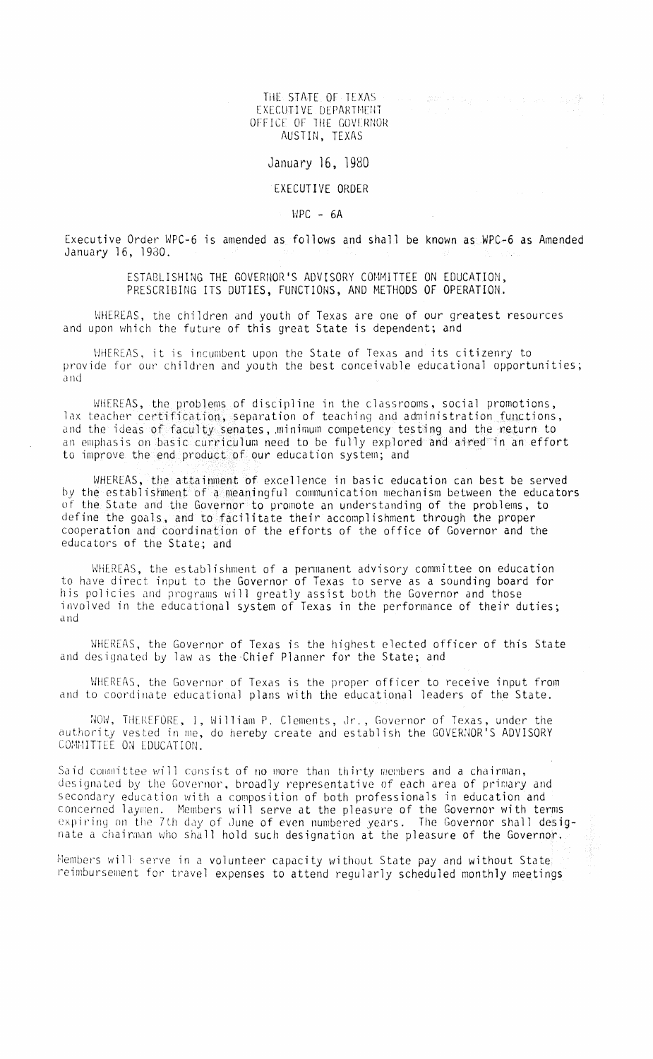THE STATE OF TEXAS
EXECUTIVE DEPARTMENT
OFFICE OF THE GOVERNOR
AUSTIN, TEXAS

January 16, 1980

EXECUTIVE ORDER

WPC - 6A

Executive Order WPC-6 is amended as follows and shall be known as WPC-6 as Amended January 16, 1980.

ESTABLISHING THE GOVERNOR'S ADVISORY COMMITTEE ON EDUCATION, PRESCRIBING ITS DUTIES, FUNCTIONS, AND METHODS OF OPERATION.

WHEREAS, the children and youth of Texas are one of our greatest resources and upon which the future of this great State is dependent; and

WHEREAS, it is incumbent upon the State of Texas and its citizenry to provide for our children and youth the best conceivable educational opportunities; and

WHEREAS, the problems of discipline in the classrooms, social promotions, lax teacher certification, separation of teaching and administration functions, and the ideas of faculty senates, minimum competency testing and the return to an emphasis on basic curriculum need to be fully explored and aired in an effort to improve the end product of our education system; and

WHEREAS, the attainment of excellence in basic education can best be served by the establishment of a meaningful communication mechanism between the educators of the State and the Governor to promote an understanding of the problems, to define the goals, and to facilitate their accomplishment through the proper cooperation and coordination of the efforts of the office of Governor and the educators of the State; and

WHEREAS, the establishment of a permanent advisory committee on education to have direct input to the Governor of Texas to serve as a sounding board for his policies and programs will greatly assist both the Governor and those involved in the educational system of Texas in the performance of their duties; and

WHEREAS, the Governor of Texas is the highest elected officer of this State and designated by law as the Chief Planner for the State; and

WHEREAS, the Governor of Texas is the proper officer to receive input from and to coordinate educational plans with the educational leaders of the State.

NOW, THEREFORE, I, William P. Clements, Jr., Governor of Texas, under the authority vested in me, do hereby create and establish the GOVERNOR'S ADVISORY COMMITTEE ON EDUCATION.

Said committee will consist of no more than thirty members and a chairman, designated by the Governor, broadly representative of each area of primary and secondary education with a composition of both professionals in education and concerned laymen. Members will serve at the pleasure of the Governor with terms expiring on the 7th day of June of even numbered years. The Governor shall designate a chairman who shall hold such designation at the pleasure of the Governor.

Members will serve in a volunteer capacity without State pay and without State reimbursement for travel expenses to attend regularly scheduled monthly meetings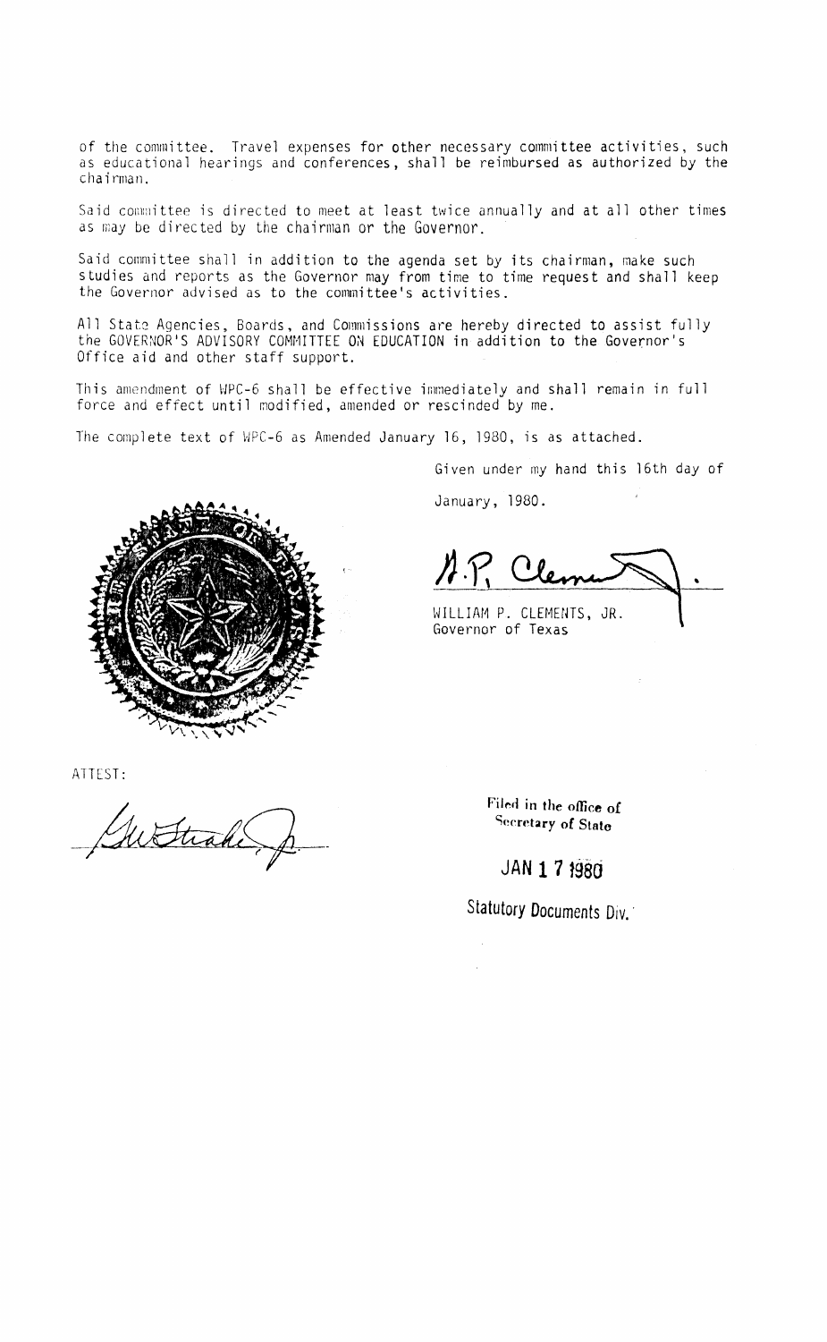of the committee. Travel expenses for other necessary committee activities, such as educational hearings and conferences, shall be reimbursed as authorized by the chairman.

Said committee is directed to meet at least twice annually and at all other times as may be directed by the chairman or the Governor.

Said committee shall in addition to the agenda set by its chairman, make such studies and reports as the Governor may from time to time request and shall keep the Governor advised as to the committee's activities.

All State Agencies, Boards, and Commissions are hereby directed to assist fully the GOVERNOR'S ADVISORY COMMITTEE ON EDUCATION in addition to the Governor's Office aid and other staff support.

This amendment of WPC-6 shall be effective immediately and shall remain in full force and effect until modified, amended or rescinded by me.

The complete text of WPC-6 as Amended January 16, 1980, is as attached.

Given under my hand this 16th day of

January, 1980.

WILLIAM P. CLEMENTS, JR.
Governor of Texas

ATTEST:

Filed in the office of
Secretary of State

JAN 17 1980

Statutory Documents Div.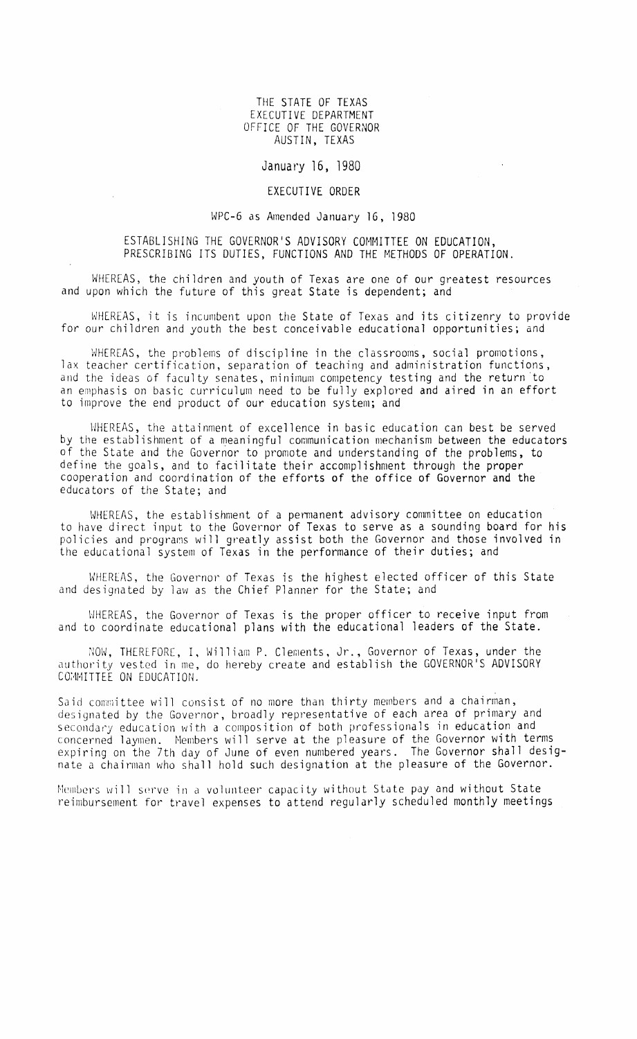THE STATE OF TEXAS
EXECUTIVE DEPARTMENT
OFFICE OF THE GOVERNOR
AUSTIN, TEXAS

January 16, 1980

EXECUTIVE ORDER

WPC-6 as Amended January 16, 1980

ESTABLISHING THE GOVERNOR'S ADVISORY COMMITTEE ON EDUCATION, PRESCRIBING ITS DUTIES, FUNCTIONS AND THE METHODS OF OPERATION.

WHEREAS, the children and youth of Texas are one of our greatest resources and upon which the future of this great State is dependent; and

WHEREAS, it is incumbent upon the State of Texas and its citizenry to provide for our children and youth the best conceivable educational opportunities; and

WHEREAS, the problems of discipline in the classrooms, social promotions, lax teacher certification, separation of teaching and administration functions, and the ideas of faculty senates, minimum competency testing and the return to an emphasis on basic curriculum need to be fully explored and aired in an effort to improve the end product of our education system; and

WHEREAS, the attainment of excellence in basic education can best be served by the establishment of a meaningful communication mechanism between the educators of the State and the Governor to promote and understanding of the problems, to define the goals, and to facilitate their accomplishment through the proper cooperation and coordination of the efforts of the office of Governor and the educators of the State; and

WHEREAS, the establishment of a permanent advisory committee on education to have direct input to the Governor of Texas to serve as a sounding board for his policies and programs will greatly assist both the Governor and those involved in the educational system of Texas in the performance of their duties; and

WHEREAS, the Governor of Texas is the highest elected officer of this State and designated by law as the Chief Planner for the State; and

WHEREAS, the Governor of Texas is the proper officer to receive input from and to coordinate educational plans with the educational leaders of the State.

NOW, THEREFORE, I, William P. Clements, Jr., Governor of Texas, under the authority vested in me, do hereby create and establish the GOVERNOR'S ADVISORY COMMITTEE ON EDUCATION.

Said committee will consist of no more than thirty members and a chairman, designated by the Governor, broadly representative of each area of primary and secondary education with a composition of both professionals in education and concerned laymen. Members will serve at the pleasure of the Governor with terms expiring on the 7th day of June of even numbered years. The Governor shall designate a chairman who shall hold such designation at the pleasure of the Governor.

Members will serve in a volunteer capacity without State pay and without State reimbursement for travel expenses to attend regularly scheduled monthly meetings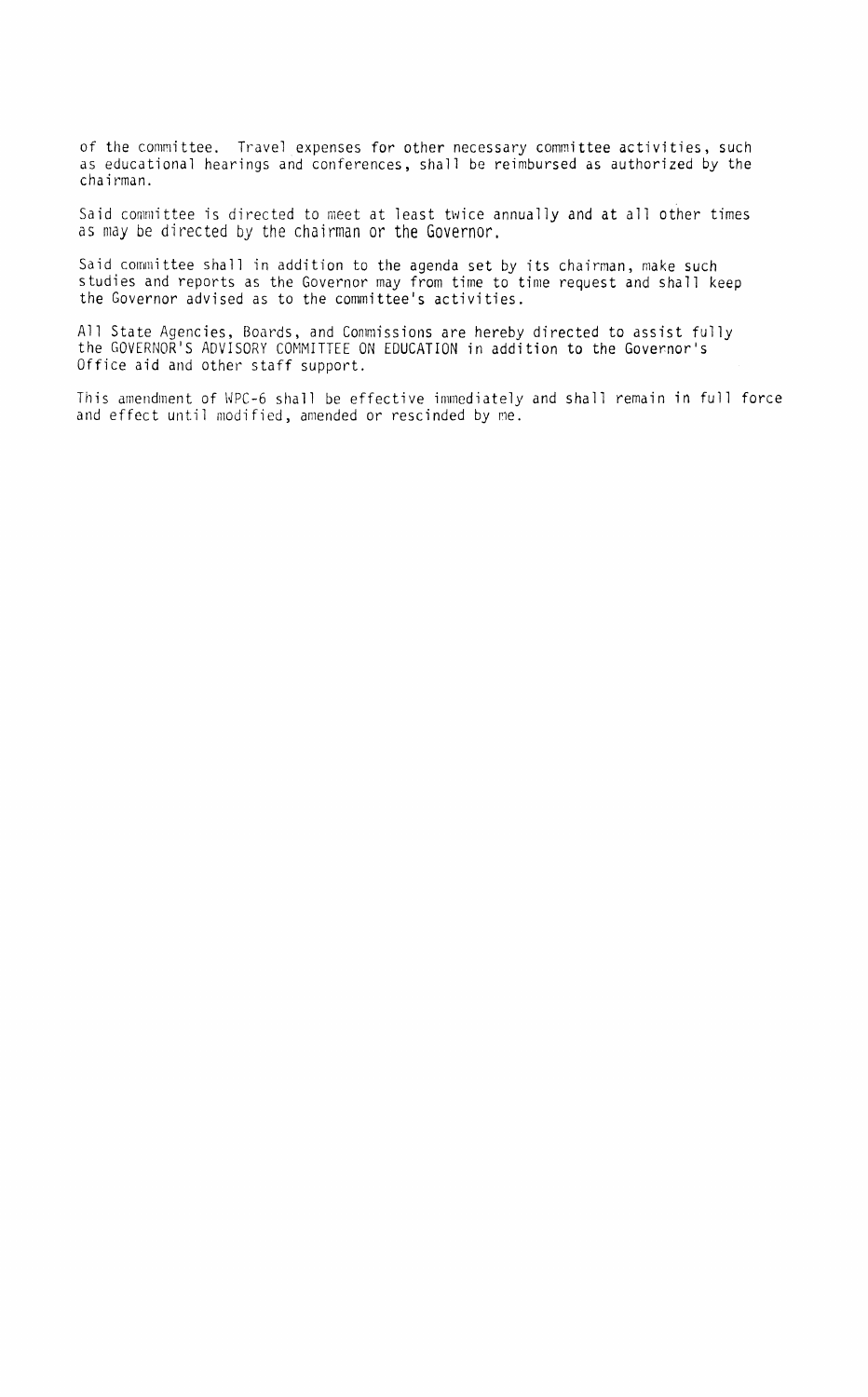of the committee. Travel expenses for other necessary committee activities, such as educational hearings and conferences, shall be reimbursed as authorized by the chairman.

Said committee is directed to meet at least twice annually and at all other times as may be directed by the chairman or the Governor.

Said committee shall in addition to the agenda set by its chairman, make such studies and reports as the Governor may from time to time request and shall keep the Governor advised as to the committee's activities.

All State Agencies, Boards, and Commissions are hereby directed to assist fully the GOVERNOR'S ADVISORY COMMITTEE ON EDUCATION in addition to the Governor's Office aid and other staff support.

This amendment of WPC-6 shall be effective immediately and shall remain in full force and effect until modified, amended or rescinded by me.